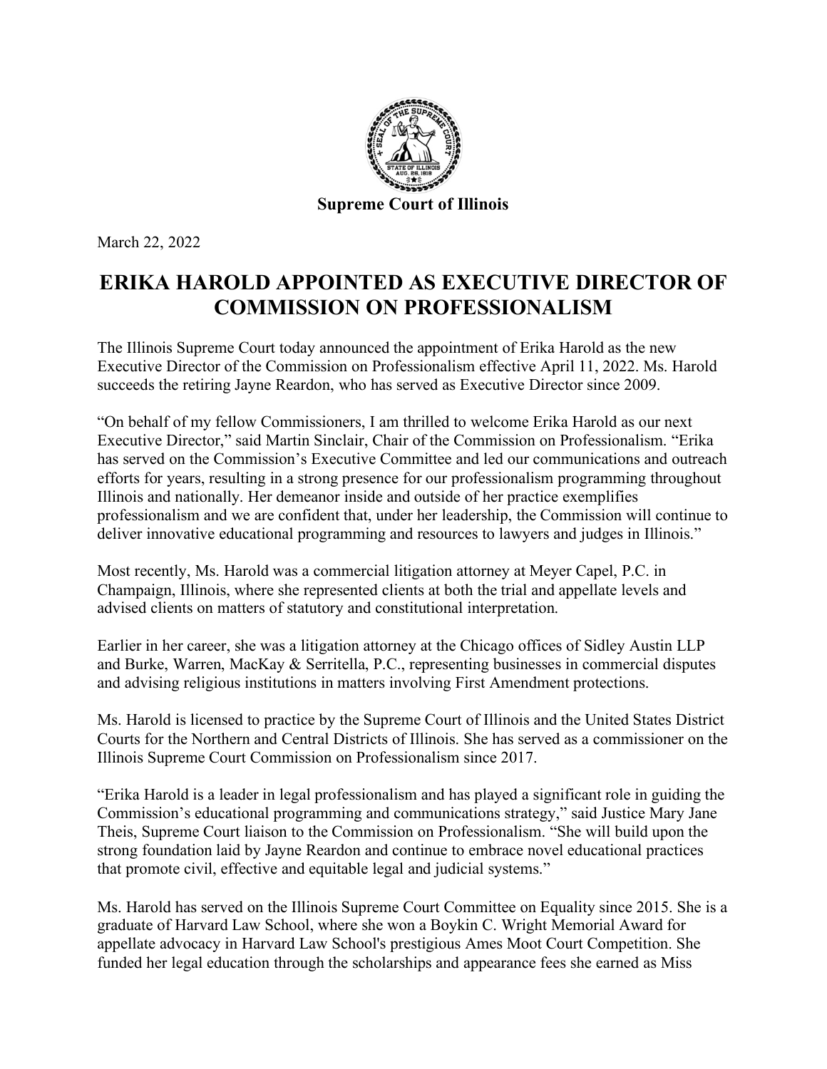**Supreme Court of Illinois**

March 22, 2022

# ERIKA HAROLD APPOINTED AS EXECUTIVE DIRECTOR OF COMMISSION ON PROFESSIONALISM

The Illinois Supreme Court today announced the appointment of Erika Harold as the new Executive Director of the Commission on Professionalism effective April 11, 2022. Ms. Harold succeeds the retiring Jayne Reardon, who has served as Executive Director since 2009.

"On behalf of my fellow Commissioners, I am thrilled to welcome Erika Harold as our next Executive Director," said Martin Sinclair, Chair of the Commission on Professionalism. "Erika has served on the Commission's Executive Committee and led our communications and outreach efforts for years, resulting in a strong presence for our professionalism programming throughout Illinois and nationally. Her demeanor inside and outside of her practice exemplifies professionalism and we are confident that, under her leadership, the Commission will continue to deliver innovative educational programming and resources to lawyers and judges in Illinois."

Most recently, Ms. Harold was a commercial litigation attorney at Meyer Capel, P.C. in Champaign, Illinois, where she represented clients at both the trial and appellate levels and advised clients on matters of statutory and constitutional interpretation.

Earlier in her career, she was a litigation attorney at the Chicago offices of Sidley Austin LLP and Burke, Warren, MacKay & Serritella, P.C., representing businesses in commercial disputes and advising religious institutions in matters involving First Amendment protections.

Ms. Harold is licensed to practice by the Supreme Court of Illinois and the United States District Courts for the Northern and Central Districts of Illinois. She has served as a commissioner on the Illinois Supreme Court Commission on Professionalism since 2017.

"Erika Harold is a leader in legal professionalism and has played a significant role in guiding the Commission's educational programming and communications strategy," said Justice Mary Jane Theis, Supreme Court liaison to the Commission on Professionalism. "She will build upon the strong foundation laid by Jayne Reardon and continue to embrace novel educational practices that promote civil, effective and equitable legal and judicial systems."

Ms. Harold has served on the Illinois Supreme Court Committee on Equality since 2015. She is a graduate of Harvard Law School, where she won a Boykin C. Wright Memorial Award for appellate advocacy in Harvard Law School's prestigious Ames Moot Court Competition. She funded her legal education through the scholarships and appearance fees she earned as Miss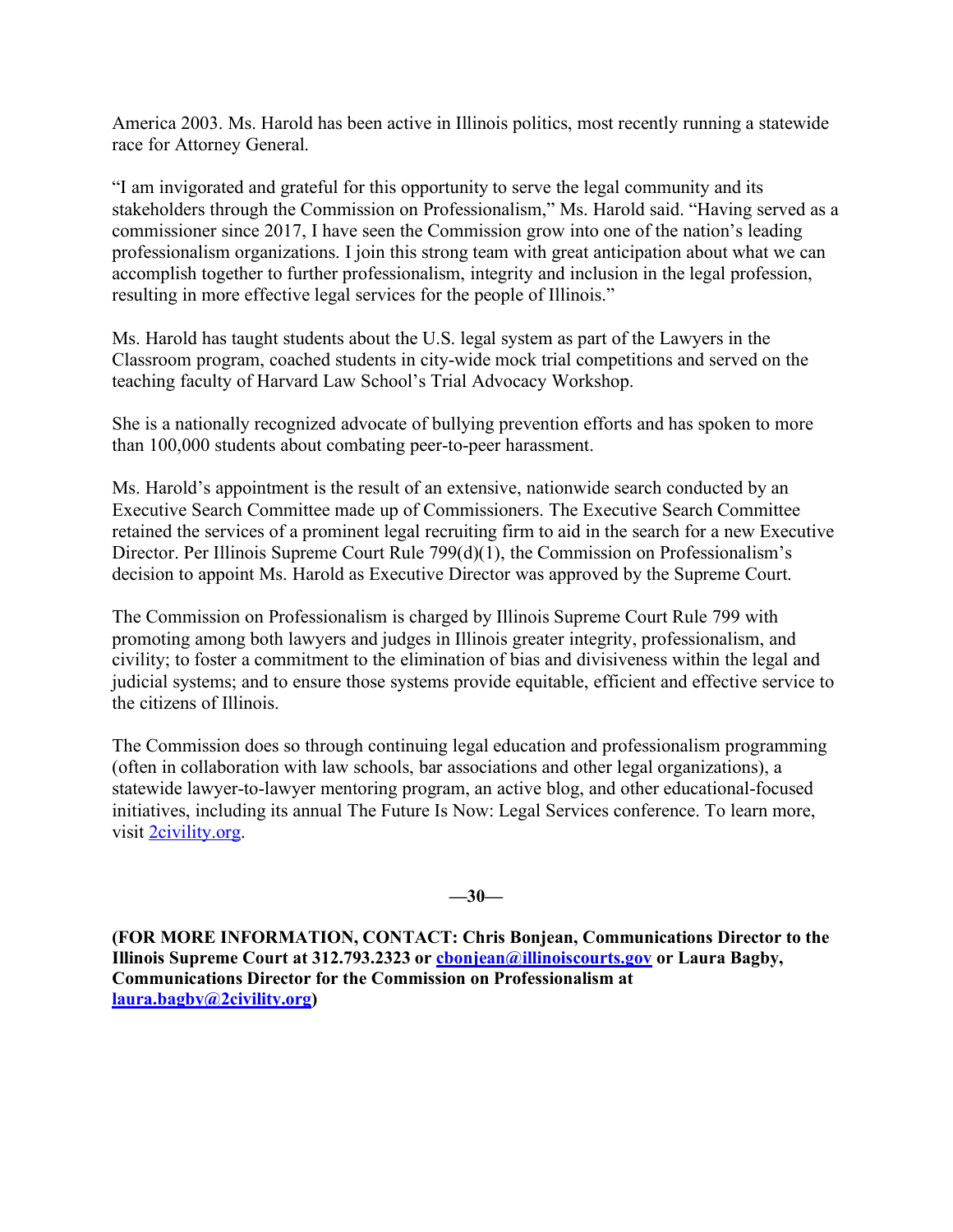America 2003. Ms. Harold has been active in Illinois politics, most recently running a statewide race for Attorney General.

"I am invigorated and grateful for this opportunity to serve the legal community and its stakeholders through the Commission on Professionalism," Ms. Harold said. "Having served as a commissioner since 2017, I have seen the Commission grow into one of the nation's leading professionalism organizations. I join this strong team with great anticipation about what we can accomplish together to further professionalism, integrity and inclusion in the legal profession, resulting in more effective legal services for the people of Illinois."

Ms. Harold has taught students about the U.S. legal system as part of the Lawyers in the Classroom program, coached students in city-wide mock trial competitions and served on the teaching faculty of Harvard Law School's Trial Advocacy Workshop.

She is a nationally recognized advocate of bullying prevention efforts and has spoken to more than 100,000 students about combating peer-to-peer harassment.

Ms. Harold's appointment is the result of an extensive, nationwide search conducted by an Executive Search Committee made up of Commissioners. The Executive Search Committee retained the services of a prominent legal recruiting firm to aid in the search for a new Executive Director. Per Illinois Supreme Court Rule 799(d)(1), the Commission on Professionalism's decision to appoint Ms. Harold as Executive Director was approved by the Supreme Court.

The Commission on Professionalism is charged by Illinois Supreme Court Rule 799 with promoting among both lawyers and judges in Illinois greater integrity, professionalism, and civility; to foster a commitment to the elimination of bias and divisiveness within the legal and judicial systems; and to ensure those systems provide equitable, efficient and effective service to the citizens of Illinois.

The Commission does so through continuing legal education and professionalism programming (often in collaboration with law schools, bar associations and other legal organizations), a statewide lawyer-to-lawyer mentoring program, an active blog, and other educational-focused initiatives, including its annual The Future Is Now: Legal Services conference. To learn more, visit [2civility.org](2civility.org).

**—30—**

**(FOR MORE INFORMATION, CONTACT: Chris Bonjean, Communications Director to the Illinois Supreme Court at 312.793.2323 or [cbonjean@illinoiscourts.gov](mailto:cbonjean@illinoiscourts.gov) or Laura Bagby, Communications Director for the Commission on Professionalism at [laura.bagby@2civility.org](mailto:laura.bagby@2civility.org))**